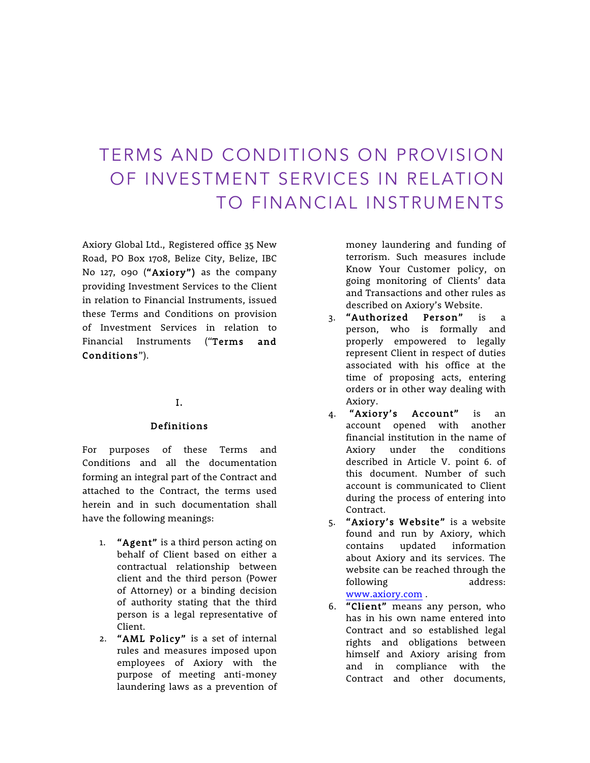# TERMS AND CONDITIONS ON PROVISION OF INVESTMENT SERVICES IN RELATION TO FINANCIAL INSTRUMENTS

Axiory Global Ltd., Registered office 35 New Road, PO Box 1708, Belize City, Belize, IBC No 127, 090 (**"Axiory")** as the company providing Investment Services to the Client in relation to Financial Instruments, issued these Terms and Conditions on provision of Investment Services in relation to Financial Instruments ("**Terms and Conditions**").

## I.

## Definitions

For purposes of these Terms and Conditions and all the documentation forming an integral part of the Contract and attached to the Contract, the terms used herein and in such documentation shall have the following meanings:

1. **"Agent"** is a third person acting on behalf of Client based on either a contractual relationship between client and the third person (Power of Attorney) or a binding decision of authority stating that the third person is a legal representative of Client.
2. **"AML Policy"** is a set of internal rules and measures imposed upon employees of Axiory with the purpose of meeting anti-money laundering laws as a prevention of money laundering and funding of terrorism. Such measures include Know Your Customer policy, on going monitoring of Clients' data and Transactions and other rules as described on Axiory's Website.
3. **"Authorized Person"** is a person, who is formally and properly empowered to legally represent Client in respect of duties associated with his office at the time of proposing acts, entering orders or in other way dealing with Axiory.
4. **"Axiory's Account"** is an account opened with another financial institution in the name of Axiory under the conditions described in Article V. point 6. of this document. Number of such account is communicated to Client during the process of entering into Contract.
5. **"Axiory's Website"** is a website found and run by Axiory, which contains updated information about Axiory and its services. The website can be reached through the following address: www.axiory.com .
6. **"Client"** means any person, who has in his own name entered into Contract and so established legal rights and obligations between himself and Axiory arising from and in compliance with the Contract and other documents,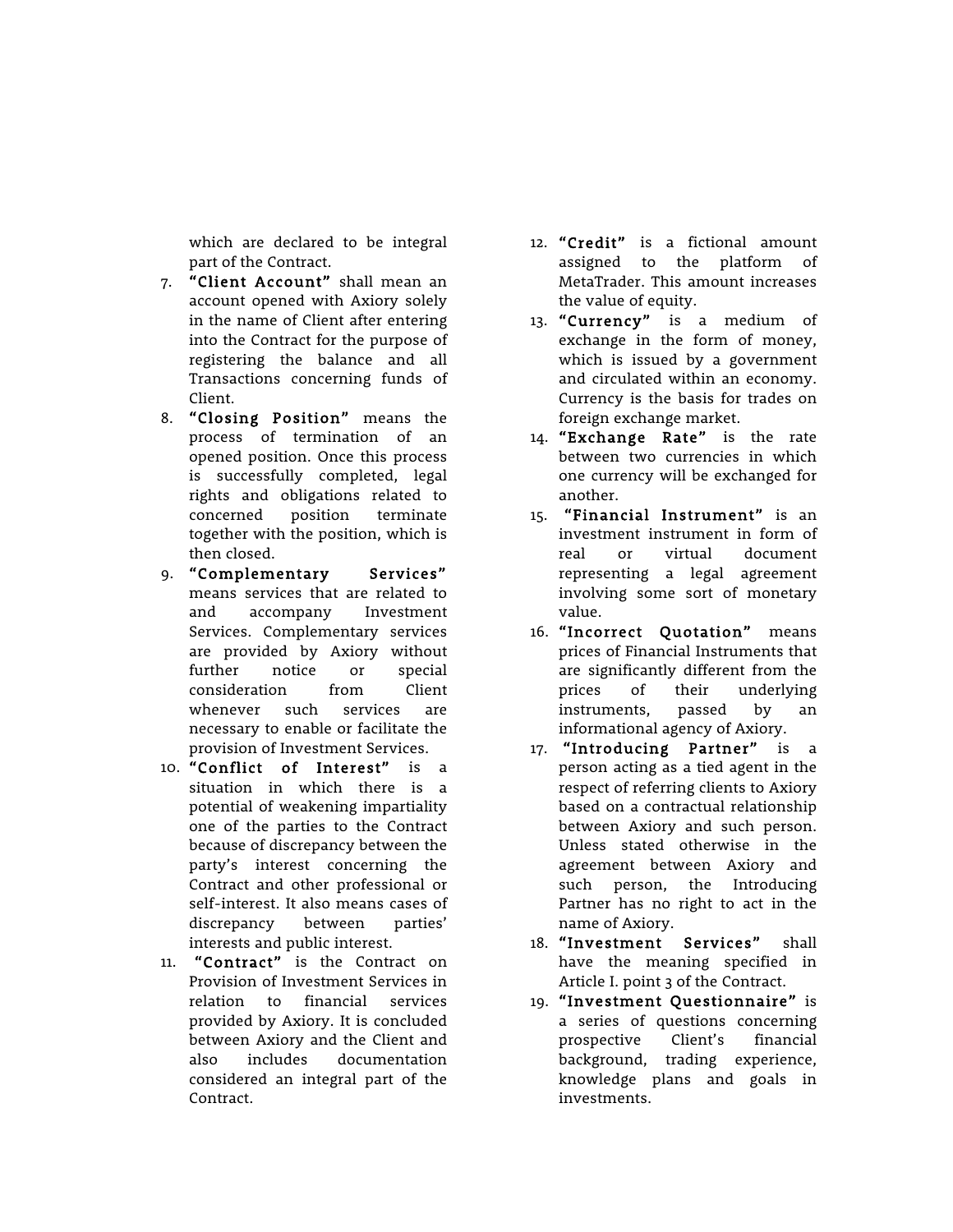which are declared to be integral part of the Contract.

7. **"Client Account"** shall mean an account opened with Axiory solely in the name of Client after entering into the Contract for the purpose of registering the balance and all Transactions concerning funds of Client.
8. **"Closing Position"** means the process of termination of an opened position. Once this process is successfully completed, legal rights and obligations related to concerned position terminate together with the position, which is then closed.
9. **"Complementary Services"** means services that are related to and accompany Investment Services. Complementary services are provided by Axiory without further notice or special consideration from Client whenever such services are necessary to enable or facilitate the provision of Investment Services.
10. **"Conflict of Interest"** is a situation in which there is a potential of weakening impartiality one of the parties to the Contract because of discrepancy between the party's interest concerning the Contract and other professional or self-interest. It also means cases of discrepancy between parties' interests and public interest.
11. **"Contract"** is the Contract on Provision of Investment Services in relation to financial services provided by Axiory. It is concluded between Axiory and the Client and also includes documentation considered an integral part of the Contract.
12. **"Credit"** is a fictional amount assigned to the platform of MetaTrader. This amount increases the value of equity.
13. **"Currency"** is a medium of exchange in the form of money, which is issued by a government and circulated within an economy. Currency is the basis for trades on foreign exchange market.
14. **"Exchange Rate"** is the rate between two currencies in which one currency will be exchanged for another.
15. **"Financial Instrument"** is an investment instrument in form of real or virtual document representing a legal agreement involving some sort of monetary value.
16. **"Incorrect Quotation"** means prices of Financial Instruments that are significantly different from the prices of their underlying instruments, passed by an informational agency of Axiory.
17. **"Introducing Partner"** is a person acting as a tied agent in the respect of referring clients to Axiory based on a contractual relationship between Axiory and such person. Unless stated otherwise in the agreement between Axiory and such person, the Introducing Partner has no right to act in the name of Axiory.
18. **"Investment Services"** shall have the meaning specified in Article I. point 3 of the Contract.
19. **"Investment Questionnaire"** is a series of questions concerning prospective Client's financial background, trading experience, knowledge plans and goals in investments.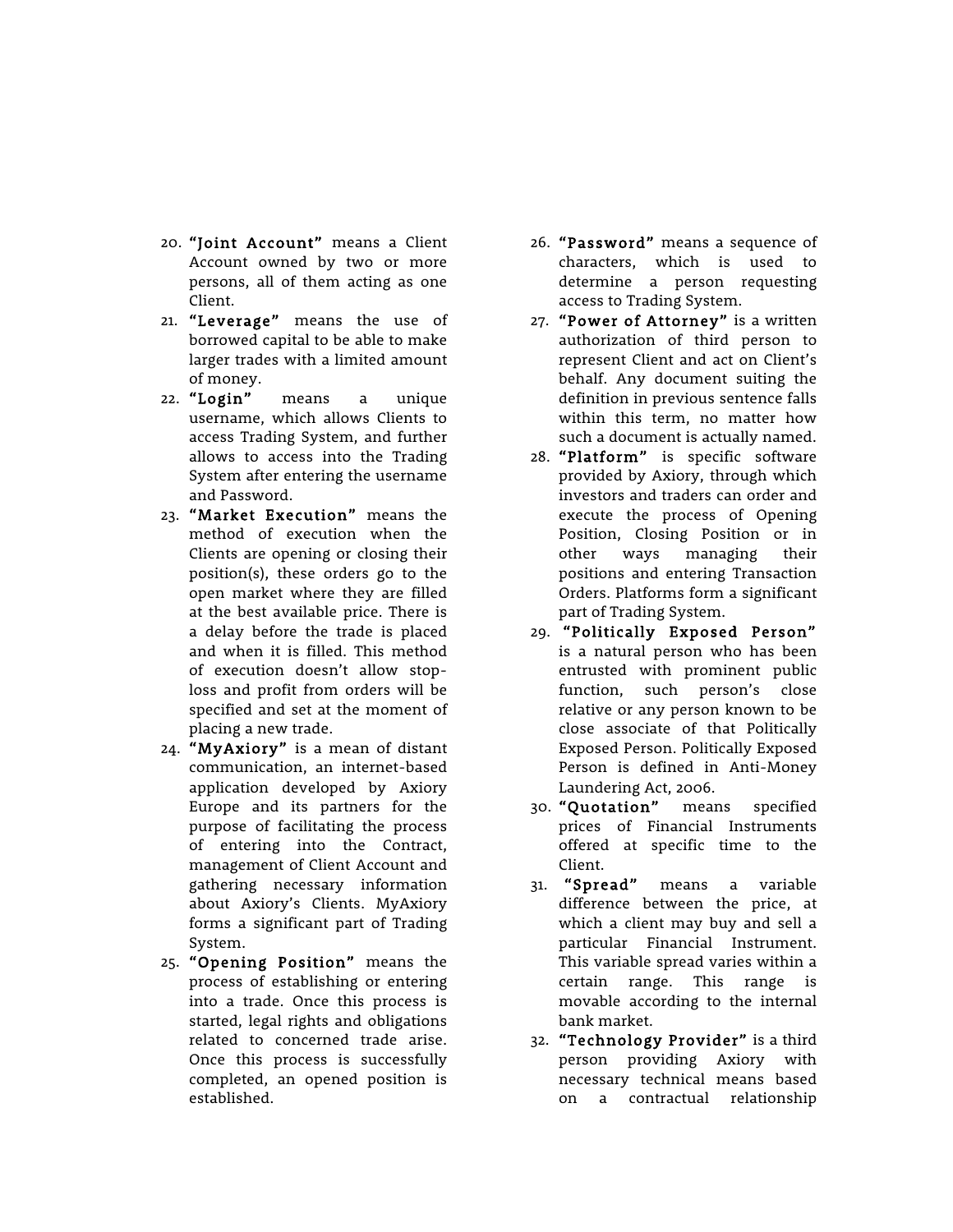20. **"Joint Account"** means a Client Account owned by two or more persons, all of them acting as one Client.
21. **"Leverage"** means the use of borrowed capital to be able to make larger trades with a limited amount of money.
22. **"Login"** means a unique username, which allows Clients to access Trading System, and further allows to access into the Trading System after entering the username and Password.
23. **"Market Execution"** means the method of execution when the Clients are opening or closing their position(s), these orders go to the open market where they are filled at the best available price. There is a delay before the trade is placed and when it is filled. This method of execution doesn't allow stop-loss and profit from orders will be specified and set at the moment of placing a new trade.
24. **"MyAxiory"** is a mean of distant communication, an internet-based application developed by Axiory Europe and its partners for the purpose of facilitating the process of entering into the Contract, management of Client Account and gathering necessary information about Axiory's Clients. MyAxiory forms a significant part of Trading System.
25. **"Opening Position"** means the process of establishing or entering into a trade. Once this process is started, legal rights and obligations related to concerned trade arise. Once this process is successfully completed, an opened position is established.
26. **"Password"** means a sequence of characters, which is used to determine a person requesting access to Trading System.
27. **"Power of Attorney"** is a written authorization of third person to represent Client and act on Client's behalf. Any document suiting the definition in previous sentence falls within this term, no matter how such a document is actually named.
28. **"Platform"** is specific software provided by Axiory, through which investors and traders can order and execute the process of Opening Position, Closing Position or in other ways managing their positions and entering Transaction Orders. Platforms form a significant part of Trading System.
29. **"Politically Exposed Person"** is a natural person who has been entrusted with prominent public function, such person's close relative or any person known to be close associate of that Politically Exposed Person. Politically Exposed Person is defined in Anti-Money Laundering Act, 2006.
30. **"Quotation"** means specified prices of Financial Instruments offered at specific time to the Client.
31. **"Spread"** means a variable difference between the price, at which a client may buy and sell a particular Financial Instrument. This variable spread varies within a certain range. This range is movable according to the internal bank market.
32. **"Technology Provider"** is a third person providing Axiory with necessary technical means based on a contractual relationship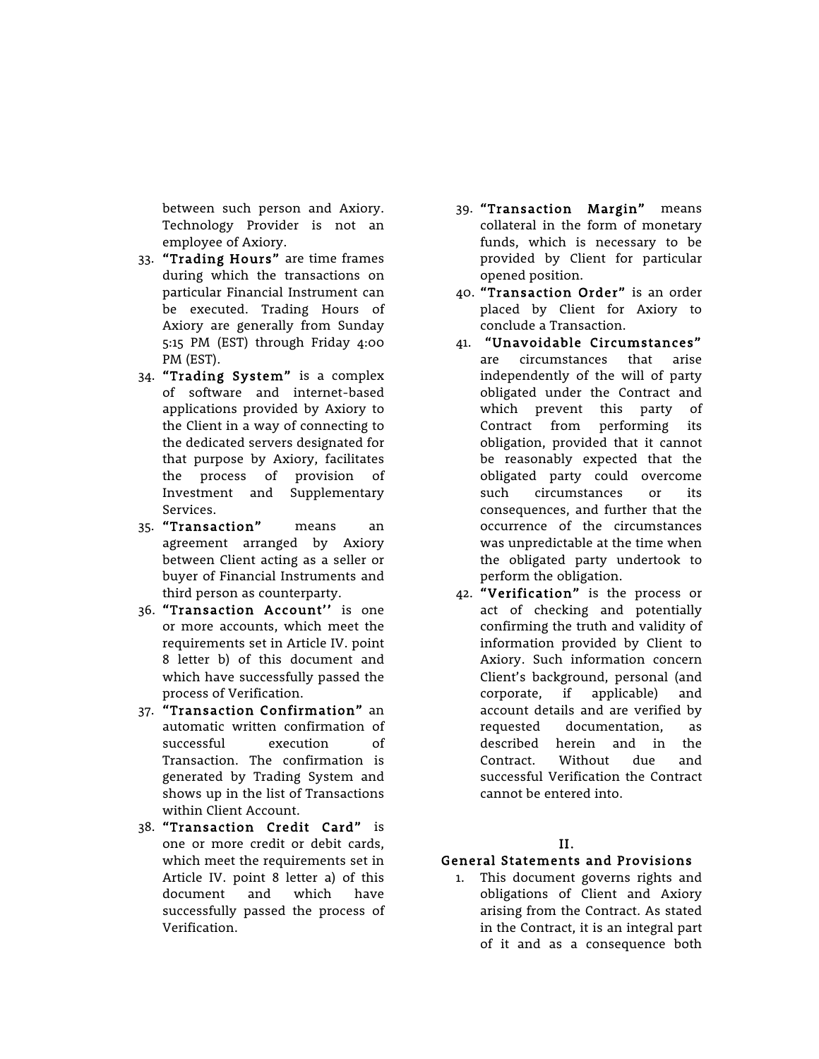between such person and Axiory. Technology Provider is not an employee of Axiory.

33. **"Trading Hours"** are time frames during which the transactions on particular Financial Instrument can be executed. Trading Hours of Axiory are generally from Sunday 5:15 PM (EST) through Friday 4:00 PM (EST).
34. **"Trading System"** is a complex of software and internet-based applications provided by Axiory to the Client in a way of connecting to the dedicated servers designated for that purpose by Axiory, facilitates the process of provision of Investment and Supplementary Services.
35. **"Transaction"** means an agreement arranged by Axiory between Client acting as a seller or buyer of Financial Instruments and third person as counterparty.
36. **"Transaction Account''** is one or more accounts, which meet the requirements set in Article IV. point 8 letter b) of this document and which have successfully passed the process of Verification.
37. **"Transaction Confirmation"** an automatic written confirmation of successful execution of Transaction. The confirmation is generated by Trading System and shows up in the list of Transactions within Client Account.
38. **"Transaction Credit Card"** is one or more credit or debit cards, which meet the requirements set in Article IV. point 8 letter a) of this document and which have successfully passed the process of Verification.
39. **"Transaction Margin"** means collateral in the form of monetary funds, which is necessary to be provided by Client for particular opened position.
40. **"Transaction Order"** is an order placed by Client for Axiory to conclude a Transaction.
41. **"Unavoidable Circumstances"** are circumstances that arise independently of the will of party obligated under the Contract and which prevent this party of Contract from performing its obligation, provided that it cannot be reasonably expected that the obligated party could overcome such circumstances or its consequences, and further that the occurrence of the circumstances was unpredictable at the time when the obligated party undertook to perform the obligation.
42. **"Verification"** is the process or act of checking and potentially confirming the truth and validity of information provided by Client to Axiory. Such information concern Client's background, personal (and corporate, if applicable) and account details and are verified by requested documentation, as described herein and in the Contract. Without due and successful Verification the Contract cannot be entered into.

## II.
## General Statements and Provisions

1. This document governs rights and obligations of Client and Axiory arising from the Contract. As stated in the Contract, it is an integral part of it and as a consequence both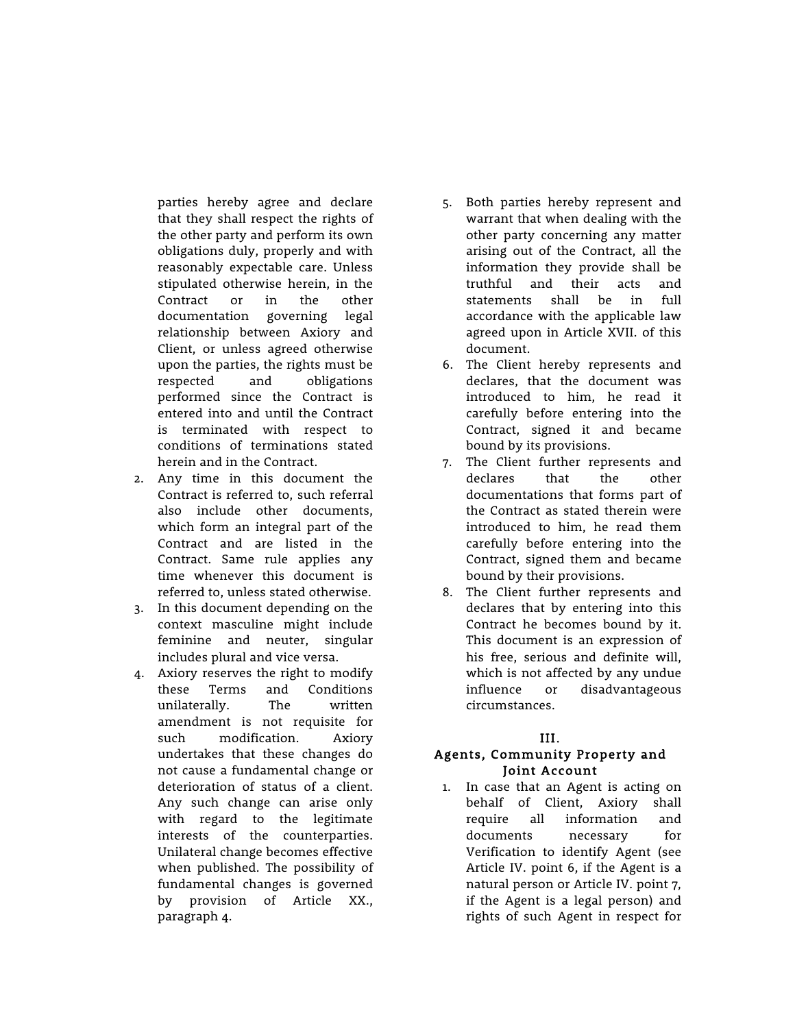parties hereby agree and declare that they shall respect the rights of the other party and perform its own obligations duly, properly and with reasonably expectable care. Unless stipulated otherwise herein, in the Contract or in the other documentation governing legal relationship between Axiory and Client, or unless agreed otherwise upon the parties, the rights must be respected and obligations performed since the Contract is entered into and until the Contract is terminated with respect to conditions of terminations stated herein and in the Contract.

2. Any time in this document the Contract is referred to, such referral also include other documents, which form an integral part of the Contract and are listed in the Contract. Same rule applies any time whenever this document is referred to, unless stated otherwise.
3. In this document depending on the context masculine might include feminine and neuter, singular includes plural and vice versa.
4. Axiory reserves the right to modify these Terms and Conditions unilaterally. The written amendment is not requisite for such modification. Axiory undertakes that these changes do not cause a fundamental change or deterioration of status of a client. Any such change can arise only with regard to the legitimate interests of the counterparties. Unilateral change becomes effective when published. The possibility of fundamental changes is governed by provision of Article XX., paragraph 4.
5. Both parties hereby represent and warrant that when dealing with the other party concerning any matter arising out of the Contract, all the information they provide shall be truthful and their acts and statements shall be in full accordance with the applicable law agreed upon in Article XVII. of this document.
6. The Client hereby represents and declares, that the document was introduced to him, he read it carefully before entering into the Contract, signed it and became bound by its provisions.
7. The Client further represents and declares that the other documentations that forms part of the Contract as stated therein were introduced to him, he read them carefully before entering into the Contract, signed them and became bound by their provisions.
8. The Client further represents and declares that by entering into this Contract he becomes bound by it. This document is an expression of his free, serious and definite will, which is not affected by any undue influence or disadvantageous circumstances.

## III.
## Agents, Community Property and Joint Account

1. In case that an Agent is acting on behalf of Client, Axiory shall require all information and documents necessary for Verification to identify Agent (see Article IV. point 6, if the Agent is a natural person or Article IV. point 7, if the Agent is a legal person) and rights of such Agent in respect for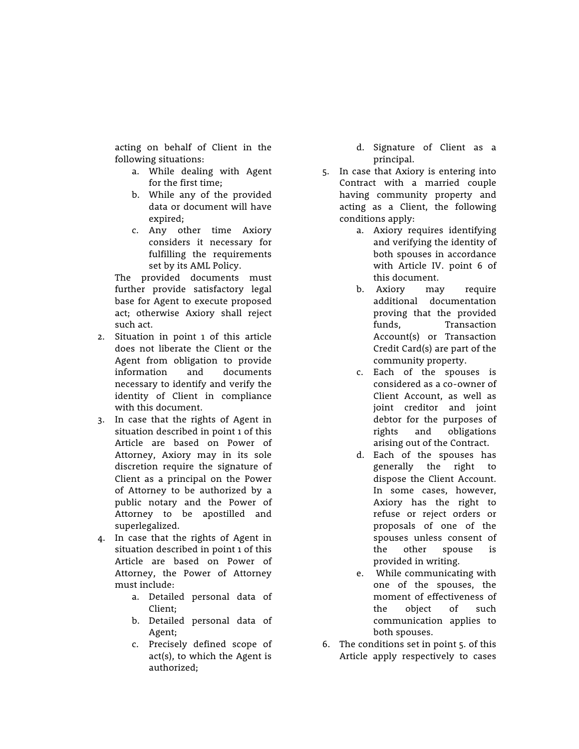acting on behalf of Client in the following situations:

   a. While dealing with Agent for the first time;
   b. While any of the provided data or document will have expired;
   c. Any other time Axiory considers it necessary for fulfilling the requirements set by its AML Policy.

   The provided documents must further provide satisfactory legal base for Agent to execute proposed act; otherwise Axiory shall reject such act.

2. Situation in point 1 of this article does not liberate the Client or the Agent from obligation to provide information and documents necessary to identify and verify the identity of Client in compliance with this document.
3. In case that the rights of Agent in situation described in point 1 of this Article are based on Power of Attorney, Axiory may in its sole discretion require the signature of Client as a principal on the Power of Attorney to be authorized by a public notary and the Power of Attorney to be apostilled and superlegalized.
4. In case that the rights of Agent in situation described in point 1 of this Article are based on Power of Attorney, the Power of Attorney must include:
   a. Detailed personal data of Client;
   b. Detailed personal data of Agent;
   c. Precisely defined scope of act(s), to which the Agent is authorized;
   d. Signature of Client as a principal.
5. In case that Axiory is entering into Contract with a married couple having community property and acting as a Client, the following conditions apply:
   a. Axiory requires identifying and verifying the identity of both spouses in accordance with Article IV. point 6 of this document.
   b. Axiory may require additional documentation proving that the provided funds, Transaction Account(s) or Transaction Credit Card(s) are part of the community property.
   c. Each of the spouses is considered as a co-owner of Client Account, as well as joint creditor and joint debtor for the purposes of rights and obligations arising out of the Contract.
   d. Each of the spouses has generally the right to dispose the Client Account. In some cases, however, Axiory has the right to refuse or reject orders or proposals of one of the spouses unless consent of the other spouse is provided in writing.
   e. While communicating with one of the spouses, the moment of effectiveness of the object of such communication applies to both spouses.
6. The conditions set in point 5. of this Article apply respectively to cases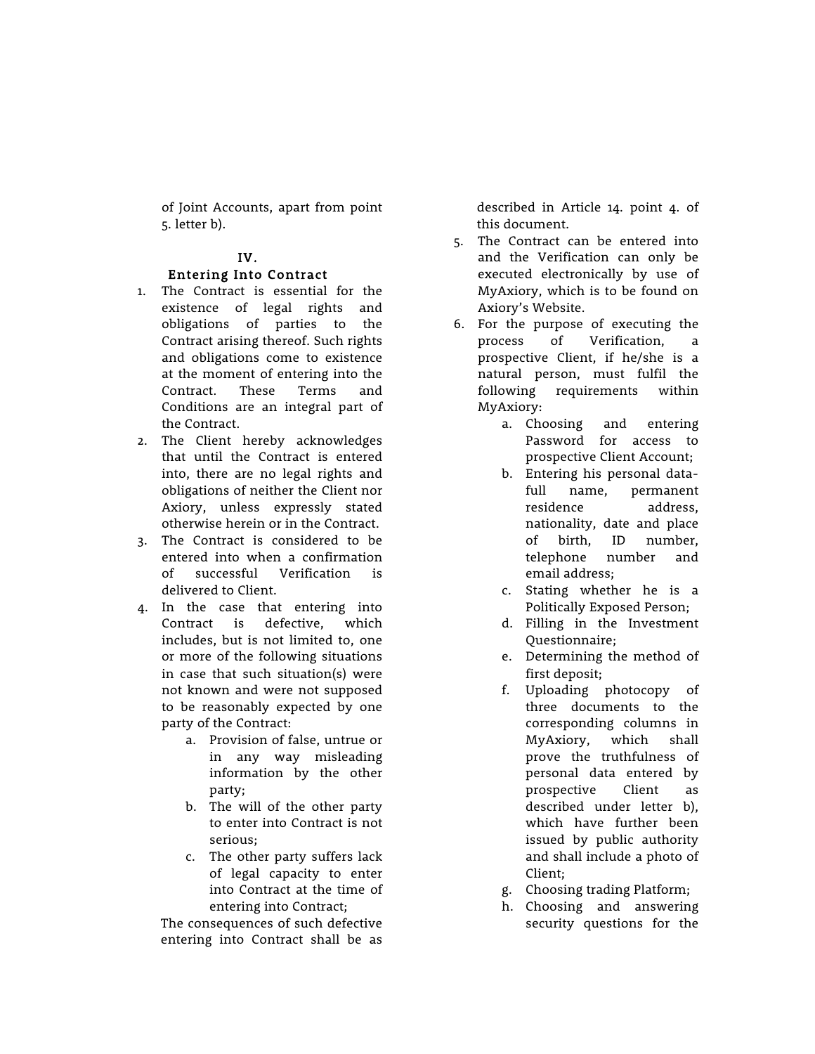of Joint Accounts, apart from point 5. letter b).

## IV.
## Entering Into Contract

1. The Contract is essential for the existence of legal rights and obligations of parties to the Contract arising thereof. Such rights and obligations come to existence at the moment of entering into the Contract. These Terms and Conditions are an integral part of the Contract.
2. The Client hereby acknowledges that until the Contract is entered into, there are no legal rights and obligations of neither the Client nor Axiory, unless expressly stated otherwise herein or in the Contract.
3. The Contract is considered to be entered into when a confirmation of successful Verification is delivered to Client.
4. In the case that entering into Contract is defective, which includes, but is not limited to, one or more of the following situations in case that such situation(s) were not known and were not supposed to be reasonably expected by one party of the Contract:
    a. Provision of false, untrue or in any way misleading information by the other party;
    b. The will of the other party to enter into Contract is not serious;
    c. The other party suffers lack of legal capacity to enter into Contract at the time of entering into Contract;

   The consequences of such defective entering into Contract shall be as described in Article 14. point 4. of this document.
5. The Contract can be entered into and the Verification can only be executed electronically by use of MyAxiory, which is to be found on Axiory's Website.
6. For the purpose of executing the process of Verification, a prospective Client, if he/she is a natural person, must fulfil the following requirements within MyAxiory:
    a. Choosing and entering Password for access to prospective Client Account;
    b. Entering his personal data- full name, permanent residence address, nationality, date and place of birth, ID number, telephone number and email address;
    c. Stating whether he is a Politically Exposed Person;
    d. Filling in the Investment Questionnaire;
    e. Determining the method of first deposit;
    f. Uploading photocopy of three documents to the corresponding columns in MyAxiory, which shall prove the truthfulness of personal data entered by prospective Client as described under letter b), which have further been issued by public authority and shall include a photo of Client;
    g. Choosing trading Platform;
    h. Choosing and answering security questions for the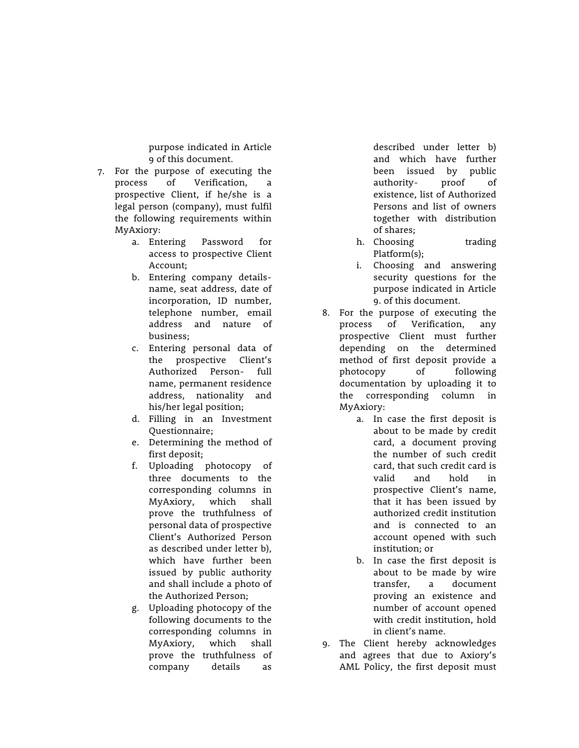purpose indicated in Article 9 of this document.

7. For the purpose of executing the process of Verification, a prospective Client, if he/she is a legal person (company), must fulfil the following requirements within MyAxiory:
    a. Entering Password for access to prospective Client Account;
    b. Entering company details- name, seat address, date of incorporation, ID number, telephone number, email address and nature of business;
    c. Entering personal data of the prospective Client's Authorized Person- full name, permanent residence address, nationality and his/her legal position;
    d. Filling in an Investment Questionnaire;
    e. Determining the method of first deposit;
    f. Uploading photocopy of three documents to the corresponding columns in MyAxiory, which shall prove the truthfulness of personal data of prospective Client's Authorized Person as described under letter b), which have further been issued by public authority and shall include a photo of the Authorized Person;
    g. Uploading photocopy of the following documents to the corresponding columns in MyAxiory, which shall prove the truthfulness of company details as described under letter b) and which have further been issued by public authority- proof of existence, list of Authorized Persons and list of owners together with distribution of shares;
    h. Choosing trading Platform(s);
    i. Choosing and answering security questions for the purpose indicated in Article 9. of this document.
8. For the purpose of executing the process of Verification, any prospective Client must further depending on the determined method of first deposit provide a photocopy of following documentation by uploading it to the corresponding column in MyAxiory:
    a. In case the first deposit is about to be made by credit card, a document proving the number of such credit card, that such credit card is valid and hold in prospective Client's name, that it has been issued by authorized credit institution and is connected to an account opened with such institution; or
    b. In case the first deposit is about to be made by wire transfer, a document proving an existence and number of account opened with credit institution, hold in client's name.
9. The Client hereby acknowledges and agrees that due to Axiory's AML Policy, the first deposit must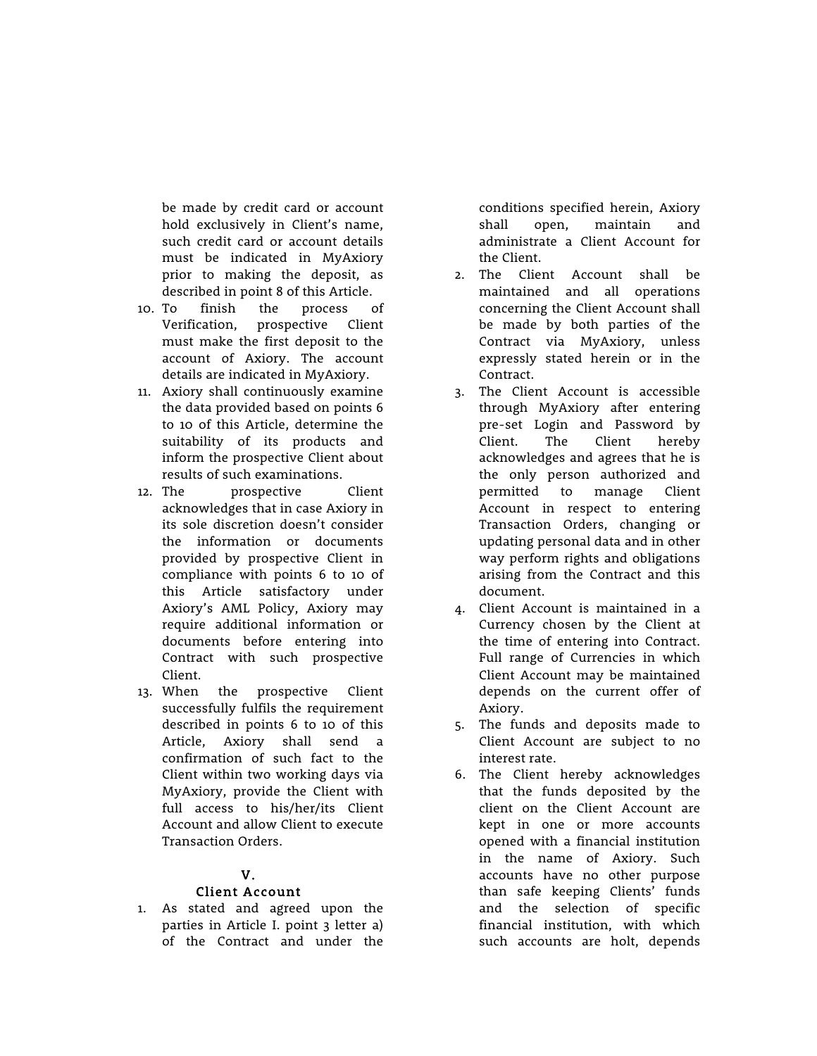be made by credit card or account hold exclusively in Client's name, such credit card or account details must be indicated in MyAxiory prior to making the deposit, as described in point 8 of this Article.

10. To finish the process of Verification, prospective Client must make the first deposit to the account of Axiory. The account details are indicated in MyAxiory.
11. Axiory shall continuously examine the data provided based on points 6 to 10 of this Article, determine the suitability of its products and inform the prospective Client about results of such examinations.
12. The prospective Client acknowledges that in case Axiory in its sole discretion doesn't consider the information or documents provided by prospective Client in compliance with points 6 to 10 of this Article satisfactory under Axiory's AML Policy, Axiory may require additional information or documents before entering into Contract with such prospective Client.
13. When the prospective Client successfully fulfils the requirement described in points 6 to 10 of this Article, Axiory shall send a confirmation of such fact to the Client within two working days via MyAxiory, provide the Client with full access to his/her/its Client Account and allow Client to execute Transaction Orders.

## V.
## Client Account

1. As stated and agreed upon the parties in Article I. point 3 letter a) of the Contract and under the conditions specified herein, Axiory shall open, maintain and administrate a Client Account for the Client.
2. The Client Account shall be maintained and all operations concerning the Client Account shall be made by both parties of the Contract via MyAxiory, unless expressly stated herein or in the Contract.
3. The Client Account is accessible through MyAxiory after entering pre-set Login and Password by Client. The Client hereby acknowledges and agrees that he is the only person authorized and permitted to manage Client Account in respect to entering Transaction Orders, changing or updating personal data and in other way perform rights and obligations arising from the Contract and this document.
4. Client Account is maintained in a Currency chosen by the Client at the time of entering into Contract. Full range of Currencies in which Client Account may be maintained depends on the current offer of Axiory.
5. The funds and deposits made to Client Account are subject to no interest rate.
6. The Client hereby acknowledges that the funds deposited by the client on the Client Account are kept in one or more accounts opened with a financial institution in the name of Axiory. Such accounts have no other purpose than safe keeping Clients' funds and the selection of specific financial institution, with which such accounts are holt, depends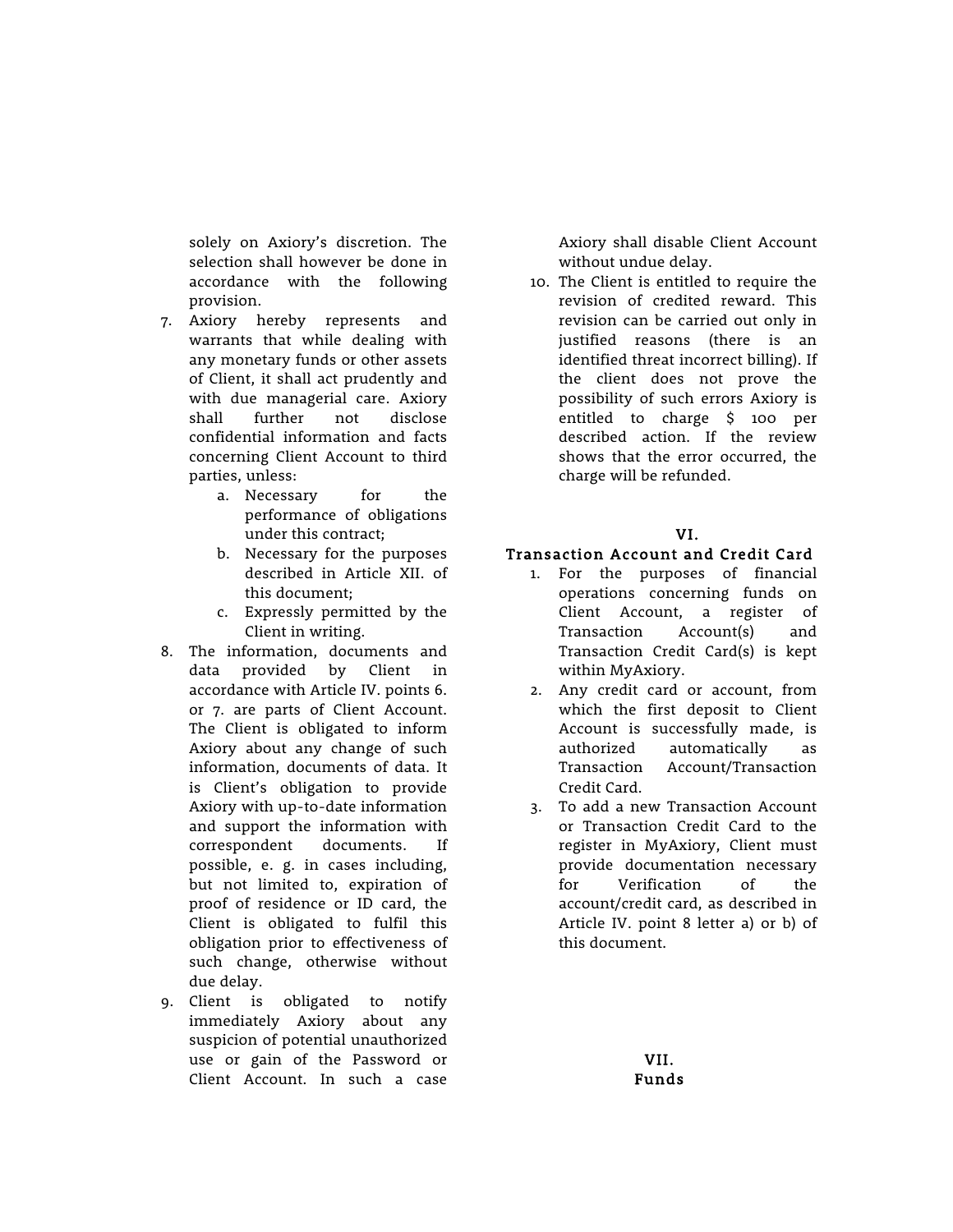solely on Axiory's discretion. The selection shall however be done in accordance with the following provision.

7. Axiory hereby represents and warrants that while dealing with any monetary funds or other assets of Client, it shall act prudently and with due managerial care. Axiory shall further not disclose confidential information and facts concerning Client Account to third parties, unless:
    a. Necessary for the performance of obligations under this contract;
    b. Necessary for the purposes described in Article XII. of this document;
    c. Expressly permitted by the Client in writing.
8. The information, documents and data provided by Client in accordance with Article IV. points 6. or 7. are parts of Client Account. The Client is obligated to inform Axiory about any change of such information, documents of data. It is Client's obligation to provide Axiory with up-to-date information and support the information with correspondent documents. If possible, e. g. in cases including, but not limited to, expiration of proof of residence or ID card, the Client is obligated to fulfil this obligation prior to effectiveness of such change, otherwise without due delay.
9. Client is obligated to notify immediately Axiory about any suspicion of potential unauthorized use or gain of the Password or Client Account. In such a case Axiory shall disable Client Account without undue delay.
10. The Client is entitled to require the revision of credited reward. This revision can be carried out only in justified reasons (there is an identified threat incorrect billing). If the client does not prove the possibility of such errors Axiory is entitled to charge $ 100 per described action. If the review shows that the error occurred, the charge will be refunded.

## VI.
## Transaction Account and Credit Card

1. For the purposes of financial operations concerning funds on Client Account, a register of Transaction Account(s) and Transaction Credit Card(s) is kept within MyAxiory.
2. Any credit card or account, from which the first deposit to Client Account is successfully made, is authorized automatically as Transaction Account/Transaction Credit Card.
3. To add a new Transaction Account or Transaction Credit Card to the register in MyAxiory, Client must provide documentation necessary for Verification of the account/credit card, as described in Article IV. point 8 letter a) or b) of this document.

## VII.
## Funds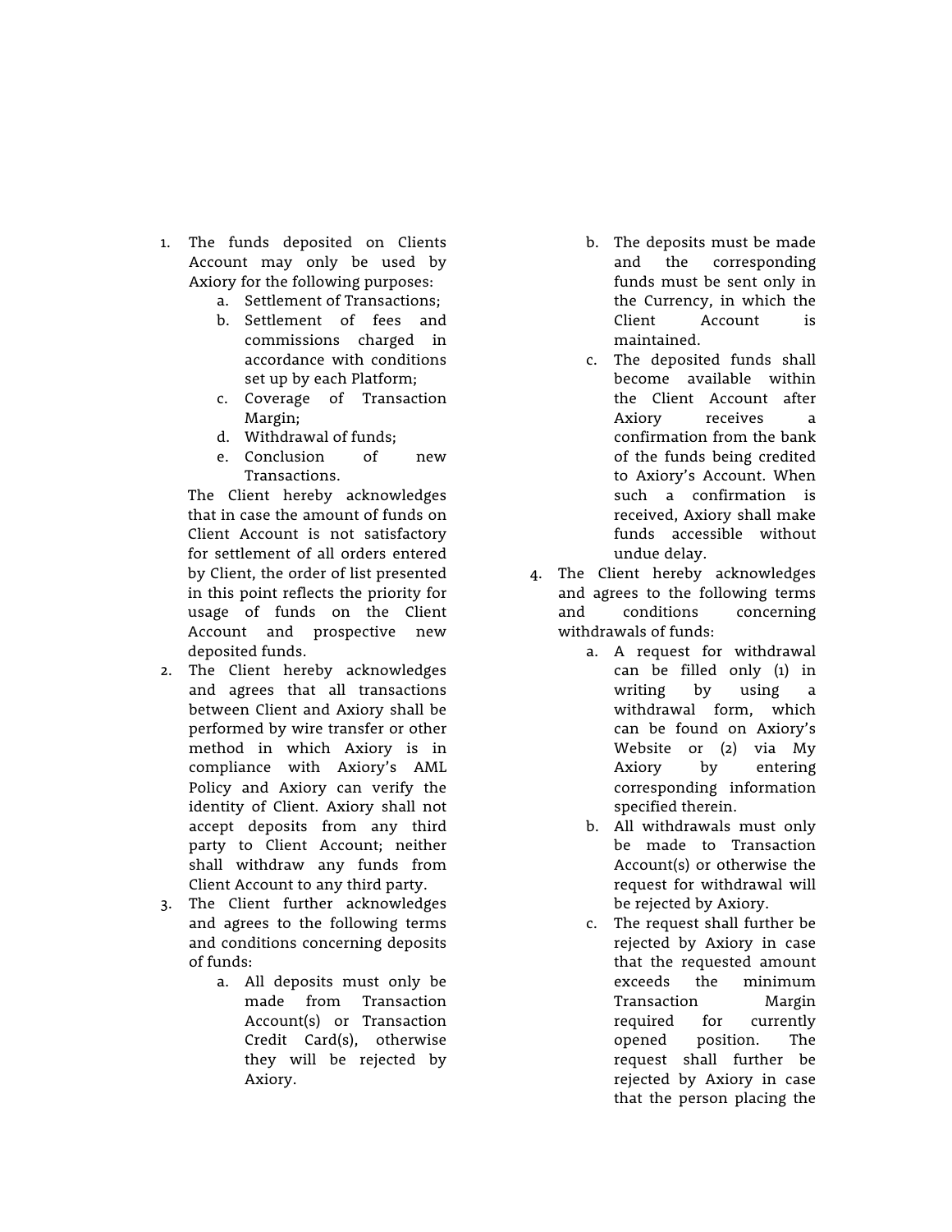1. The funds deposited on Clients Account may only be used by Axiory for the following purposes:
    a. Settlement of Transactions;
    b. Settlement of fees and commissions charged in accordance with conditions set up by each Platform;
    c. Coverage of Transaction Margin;
    d. Withdrawal of funds;
    e. Conclusion of new Transactions.

   The Client hereby acknowledges that in case the amount of funds on Client Account is not satisfactory for settlement of all orders entered by Client, the order of list presented in this point reflects the priority for usage of funds on the Client Account and prospective new deposited funds.
2. The Client hereby acknowledges and agrees that all transactions between Client and Axiory shall be performed by wire transfer or other method in which Axiory is in compliance with Axiory's AML Policy and Axiory can verify the identity of Client. Axiory shall not accept deposits from any third party to Client Account; neither shall withdraw any funds from Client Account to any third party.
3. The Client further acknowledges and agrees to the following terms and conditions concerning deposits of funds:
    a. All deposits must only be made from Transaction Account(s) or Transaction Credit Card(s), otherwise they will be rejected by Axiory.
    b. The deposits must be made and the corresponding funds must be sent only in the Currency, in which the Client Account is maintained.
    c. The deposited funds shall become available within the Client Account after Axiory receives a confirmation from the bank of the funds being credited to Axiory's Account. When such a confirmation is received, Axiory shall make funds accessible without undue delay.
4. The Client hereby acknowledges and agrees to the following terms and conditions concerning withdrawals of funds:
    a. A request for withdrawal can be filled only (1) in writing by using a withdrawal form, which can be found on Axiory's Website or (2) via My Axiory by entering corresponding information specified therein.
    b. All withdrawals must only be made to Transaction Account(s) or otherwise the request for withdrawal will be rejected by Axiory.
    c. The request shall further be rejected by Axiory in case that the requested amount exceeds the minimum Transaction Margin required for currently opened position. The request shall further be rejected by Axiory in case that the person placing the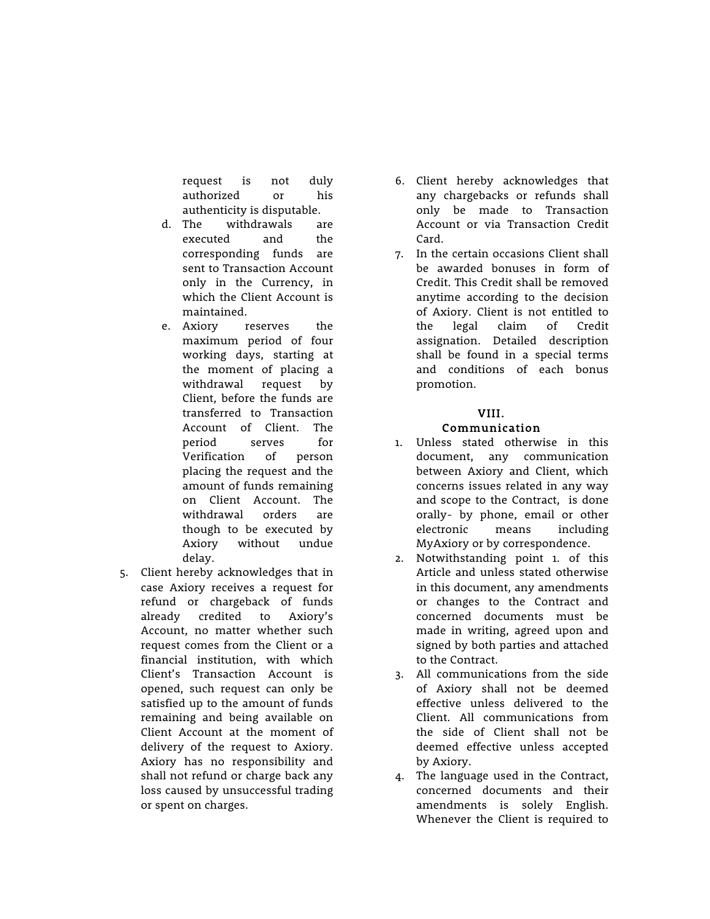request is not duly authorized or his authenticity is disputable.

   d. The withdrawals are executed and the corresponding funds are sent to Transaction Account only in the Currency, in which the Client Account is maintained.
   e. Axiory reserves the maximum period of four working days, starting at the moment of placing a withdrawal request by Client, before the funds are transferred to Transaction Account of Client. The period serves for Verification of person placing the request and the amount of funds remaining on Client Account. The withdrawal orders are though to be executed by Axiory without undue delay.

5. Client hereby acknowledges that in case Axiory receives a request for refund or chargeback of funds already credited to Axiory's Account, no matter whether such request comes from the Client or a financial institution, with which Client's Transaction Account is opened, such request can only be satisfied up to the amount of funds remaining and being available on Client Account at the moment of delivery of the request to Axiory. Axiory has no responsibility and shall not refund or charge back any loss caused by unsuccessful trading or spent on charges.
6. Client hereby acknowledges that any chargebacks or refunds shall only be made to Transaction Account or via Transaction Credit Card.
7. In the certain occasions Client shall be awarded bonuses in form of Credit. This Credit shall be removed anytime according to the decision of Axiory. Client is not entitled to the legal claim of Credit assignation. Detailed description shall be found in a special terms and conditions of each bonus promotion.

## VIII. Communication

1. Unless stated otherwise in this document, any communication between Axiory and Client, which concerns issues related in any way and scope to the Contract, is done orally- by phone, email or other electronic means including MyAxiory or by correspondence.
2. Notwithstanding point 1. of this Article and unless stated otherwise in this document, any amendments or changes to the Contract and concerned documents must be made in writing, agreed upon and signed by both parties and attached to the Contract.
3. All communications from the side of Axiory shall not be deemed effective unless delivered to the Client. All communications from the side of Client shall not be deemed effective unless accepted by Axiory.
4. The language used in the Contract, concerned documents and their amendments is solely English. Whenever the Client is required to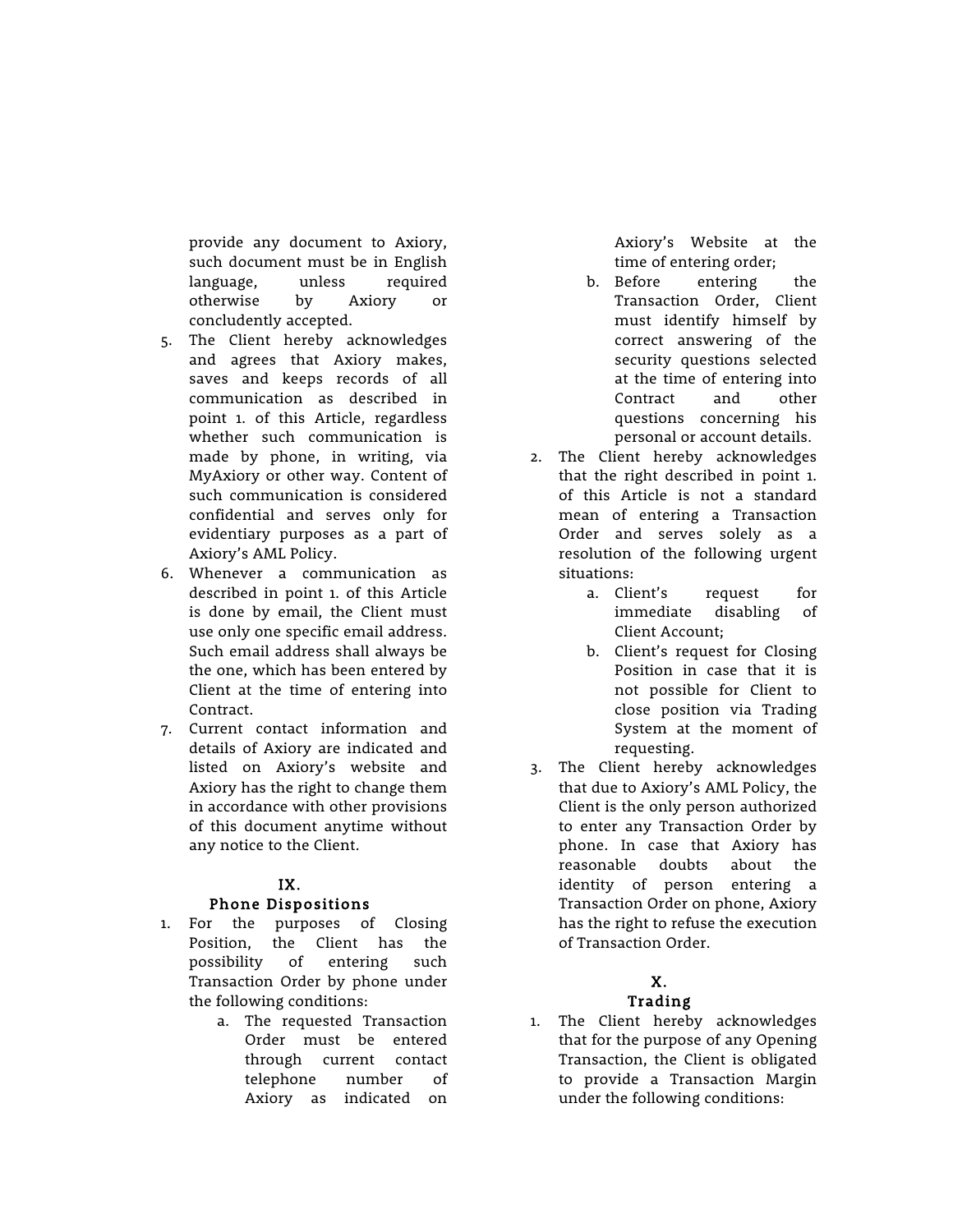provide any document to Axiory, such document must be in English language, unless required otherwise by Axiory or concludently accepted.

5. The Client hereby acknowledges and agrees that Axiory makes, saves and keeps records of all communication as described in point 1. of this Article, regardless whether such communication is made by phone, in writing, via MyAxiory or other way. Content of such communication is considered confidential and serves only for evidentiary purposes as a part of Axiory's AML Policy.
6. Whenever a communication as described in point 1. of this Article is done by email, the Client must use only one specific email address. Such email address shall always be the one, which has been entered by Client at the time of entering into Contract.
7. Current contact information and details of Axiory are indicated and listed on Axiory's website and Axiory has the right to change them in accordance with other provisions of this document anytime without any notice to the Client.

## IX.
## Phone Dispositions

1. For the purposes of Closing Position, the Client has the possibility of entering such Transaction Order by phone under the following conditions:
    a. The requested Transaction Order must be entered through current contact telephone number of Axiory as indicated on Axiory's Website at the time of entering order;
    b. Before entering the Transaction Order, Client must identify himself by correct answering of the security questions selected at the time of entering into Contract and other questions concerning his personal or account details.
2. The Client hereby acknowledges that the right described in point 1. of this Article is not a standard mean of entering a Transaction Order and serves solely as a resolution of the following urgent situations:
    a. Client's request for immediate disabling of Client Account;
    b. Client's request for Closing Position in case that it is not possible for Client to close position via Trading System at the moment of requesting.
3. The Client hereby acknowledges that due to Axiory's AML Policy, the Client is the only person authorized to enter any Transaction Order by phone. In case that Axiory has reasonable doubts about the identity of person entering a Transaction Order on phone, Axiory has the right to refuse the execution of Transaction Order.

## X.
## Trading

1. The Client hereby acknowledges that for the purpose of any Opening Transaction, the Client is obligated to provide a Transaction Margin under the following conditions: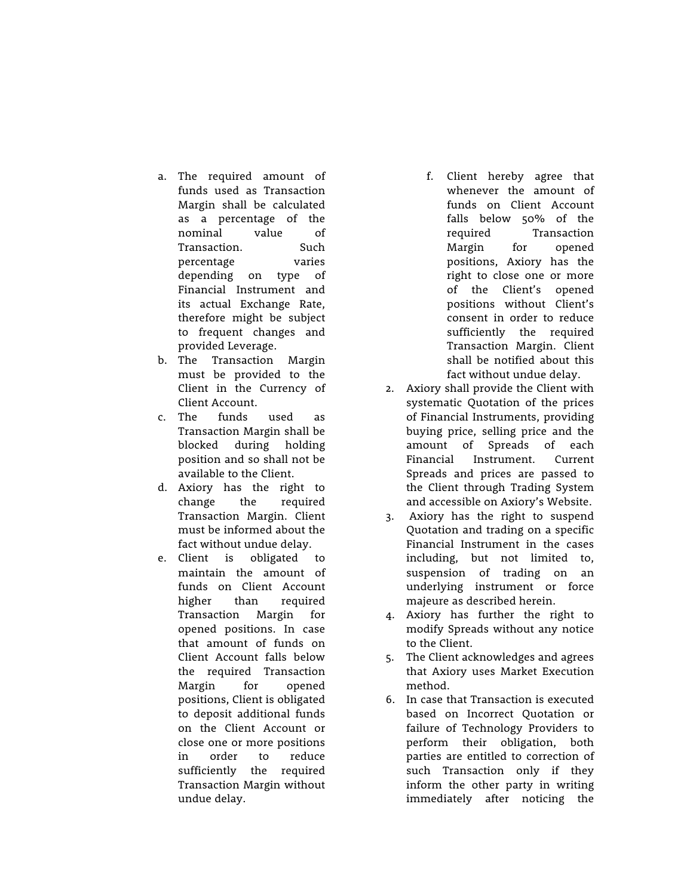a. The required amount of funds used as Transaction Margin shall be calculated as a percentage of the nominal value of Transaction. Such percentage varies depending on type of Financial Instrument and its actual Exchange Rate, therefore might be subject to frequent changes and provided Leverage.
b. The Transaction Margin must be provided to the Client in the Currency of Client Account.
c. The funds used as Transaction Margin shall be blocked during holding position and so shall not be available to the Client.
d. Axiory has the right to change the required Transaction Margin. Client must be informed about the fact without undue delay.
e. Client is obligated to maintain the amount of funds on Client Account higher than required Transaction Margin for opened positions. In case that amount of funds on Client Account falls below the required Transaction Margin for opened positions, Client is obligated to deposit additional funds on the Client Account or close one or more positions in order to reduce sufficiently the required Transaction Margin without undue delay.
f. Client hereby agree that whenever the amount of funds on Client Account falls below 50% of the required Transaction Margin for opened positions, Axiory has the right to close one or more of the Client's opened positions without Client's consent in order to reduce sufficiently the required Transaction Margin. Client shall be notified about this fact without undue delay.

2. Axiory shall provide the Client with systematic Quotation of the prices of Financial Instruments, providing buying price, selling price and the amount of Spreads of each Financial Instrument. Current Spreads and prices are passed to the Client through Trading System and accessible on Axiory's Website.
3. Axiory has the right to suspend Quotation and trading on a specific Financial Instrument in the cases including, but not limited to, suspension of trading on an underlying instrument or force majeure as described herein.
4. Axiory has further the right to modify Spreads without any notice to the Client.
5. The Client acknowledges and agrees that Axiory uses Market Execution method.
6. In case that Transaction is executed based on Incorrect Quotation or failure of Technology Providers to perform their obligation, both parties are entitled to correction of such Transaction only if they inform the other party in writing immediately after noticing the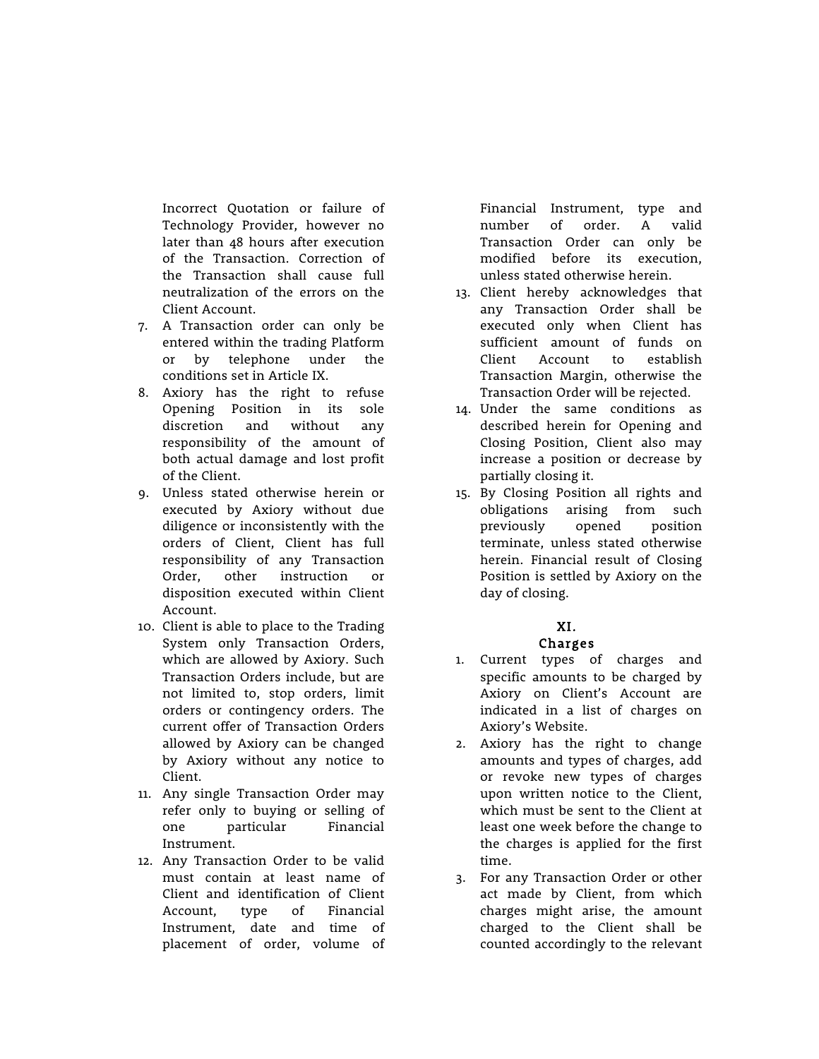Incorrect Quotation or failure of Technology Provider, however no later than 48 hours after execution of the Transaction. Correction of the Transaction shall cause full neutralization of the errors on the Client Account.

7. A Transaction order can only be entered within the trading Platform or by telephone under the conditions set in Article IX.
8. Axiory has the right to refuse Opening Position in its sole discretion and without any responsibility of the amount of both actual damage and lost profit of the Client.
9. Unless stated otherwise herein or executed by Axiory without due diligence or inconsistently with the orders of Client, Client has full responsibility of any Transaction Order, other instruction or disposition executed within Client Account.
10. Client is able to place to the Trading System only Transaction Orders, which are allowed by Axiory. Such Transaction Orders include, but are not limited to, stop orders, limit orders or contingency orders. The current offer of Transaction Orders allowed by Axiory can be changed by Axiory without any notice to Client.
11. Any single Transaction Order may refer only to buying or selling of one particular Financial Instrument.
12. Any Transaction Order to be valid must contain at least name of Client and identification of Client Account, type of Financial Instrument, date and time of placement of order, volume of Financial Instrument, type and number of order. A valid Transaction Order can only be modified before its execution, unless stated otherwise herein.
13. Client hereby acknowledges that any Transaction Order shall be executed only when Client has sufficient amount of funds on Client Account to establish Transaction Margin, otherwise the Transaction Order will be rejected.
14. Under the same conditions as described herein for Opening and Closing Position, Client also may increase a position or decrease by partially closing it.
15. By Closing Position all rights and obligations arising from such previously opened position terminate, unless stated otherwise herein. Financial result of Closing Position is settled by Axiory on the day of closing.

## XI.
## Charges

1. Current types of charges and specific amounts to be charged by Axiory on Client's Account are indicated in a list of charges on Axiory's Website.
2. Axiory has the right to change amounts and types of charges, add or revoke new types of charges upon written notice to the Client, which must be sent to the Client at least one week before the change to the charges is applied for the first time.
3. For any Transaction Order or other act made by Client, from which charges might arise, the amount charged to the Client shall be counted accordingly to the relevant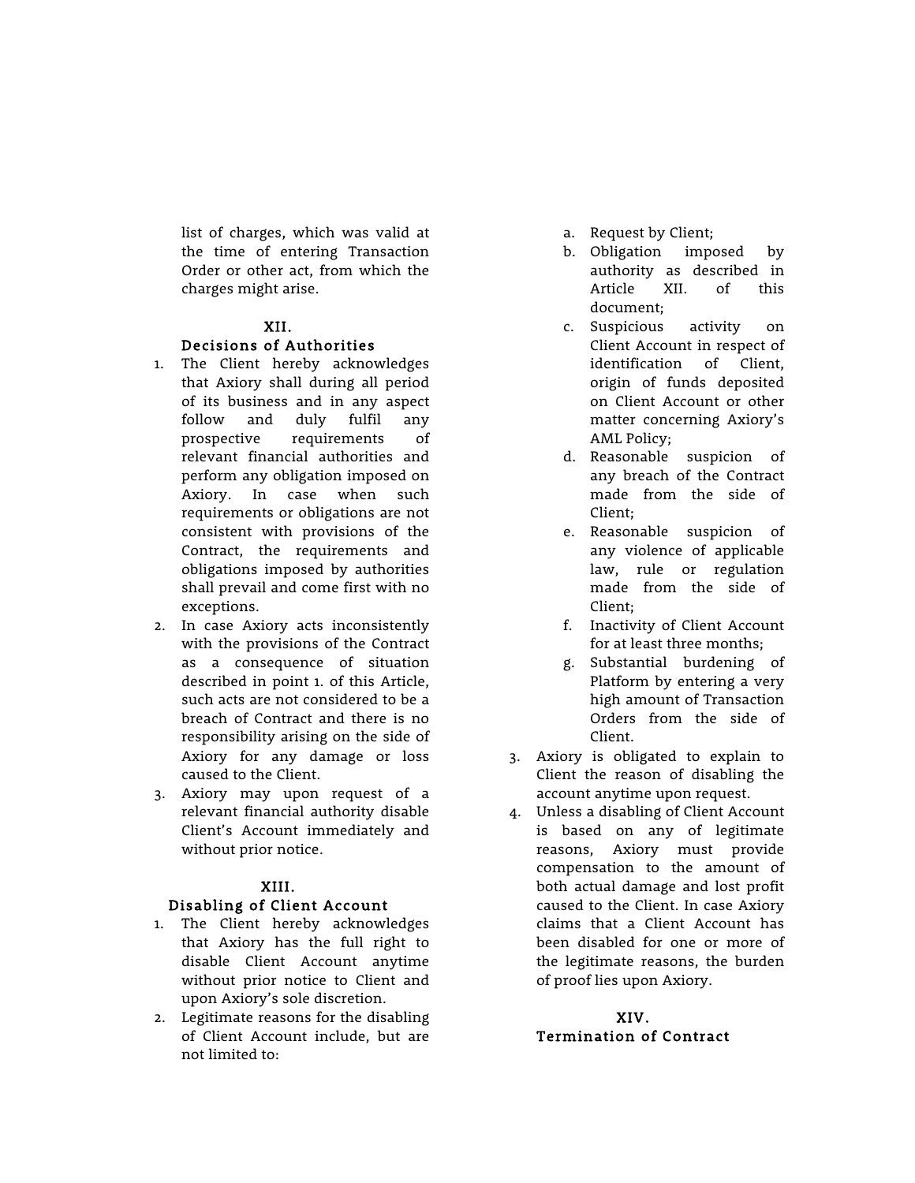list of charges, which was valid at the time of entering Transaction Order or other act, from which the charges might arise.

## XII.
## Decisions of Authorities

1. The Client hereby acknowledges that Axiory shall during all period of its business and in any aspect follow and duly fulfil any prospective requirements of relevant financial authorities and perform any obligation imposed on Axiory. In case when such requirements or obligations are not consistent with provisions of the Contract, the requirements and obligations imposed by authorities shall prevail and come first with no exceptions.
2. In case Axiory acts inconsistently with the provisions of the Contract as a consequence of situation described in point 1. of this Article, such acts are not considered to be a breach of Contract and there is no responsibility arising on the side of Axiory for any damage or loss caused to the Client.
3. Axiory may upon request of a relevant financial authority disable Client's Account immediately and without prior notice.

## XIII.
## Disabling of Client Account

1. The Client hereby acknowledges that Axiory has the full right to disable Client Account anytime without prior notice to Client and upon Axiory's sole discretion.
2. Legitimate reasons for the disabling of Client Account include, but are not limited to:
   a. Request by Client;
   b. Obligation imposed by authority as described in Article XII. of this document;
   c. Suspicious activity on Client Account in respect of identification of Client, origin of funds deposited on Client Account or other matter concerning Axiory's AML Policy;
   d. Reasonable suspicion of any breach of the Contract made from the side of Client;
   e. Reasonable suspicion of any violence of applicable law, rule or regulation made from the side of Client;
   f. Inactivity of Client Account for at least three months;
   g. Substantial burdening of Platform by entering a very high amount of Transaction Orders from the side of Client.
3. Axiory is obligated to explain to Client the reason of disabling the account anytime upon request.
4. Unless a disabling of Client Account is based on any of legitimate reasons, Axiory must provide compensation to the amount of both actual damage and lost profit caused to the Client. In case Axiory claims that a Client Account has been disabled for one or more of the legitimate reasons, the burden of proof lies upon Axiory.

## XIV.
## Termination of Contract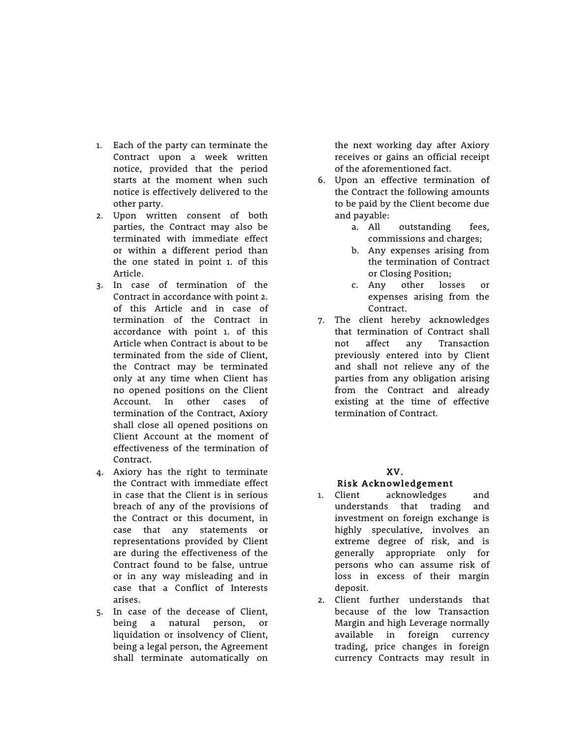1. Each of the party can terminate the Contract upon a week written notice, provided that the period starts at the moment when such notice is effectively delivered to the other party.
2. Upon written consent of both parties, the Contract may also be terminated with immediate effect or within a different period than the one stated in point 1. of this Article.
3. In case of termination of the Contract in accordance with point 2. of this Article and in case of termination of the Contract in accordance with point 1. of this Article when Contract is about to be terminated from the side of Client, the Contract may be terminated only at any time when Client has no opened positions on the Client Account. In other cases of termination of the Contract, Axiory shall close all opened positions on Client Account at the moment of effectiveness of the termination of Contract.
4. Axiory has the right to terminate the Contract with immediate effect in case that the Client is in serious breach of any of the provisions of the Contract or this document, in case that any statements or representations provided by Client are during the effectiveness of the Contract found to be false, untrue or in any way misleading and in case that a Conflict of Interests arises.
5. In case of the decease of Client, being a natural person, or liquidation or insolvency of Client, being a legal person, the Agreement shall terminate automatically on the next working day after Axiory receives or gains an official receipt of the aforementioned fact.
6. Upon an effective termination of the Contract the following amounts to be paid by the Client become due and payable:
    a. All outstanding fees, commissions and charges;
    b. Any expenses arising from the termination of Contract or Closing Position;
    c. Any other losses or expenses arising from the Contract.
7. The client hereby acknowledges that termination of Contract shall not affect any Transaction previously entered into by Client and shall not relieve any of the parties from any obligation arising from the Contract and already existing at the time of effective termination of Contract.

## XV.
## Risk Acknowledgement

1. Client acknowledges and understands that trading and investment on foreign exchange is highly speculative, involves an extreme degree of risk, and is generally appropriate only for persons who can assume risk of loss in excess of their margin deposit.
2. Client further understands that because of the low Transaction Margin and high Leverage normally available in foreign currency trading, price changes in foreign currency Contracts may result in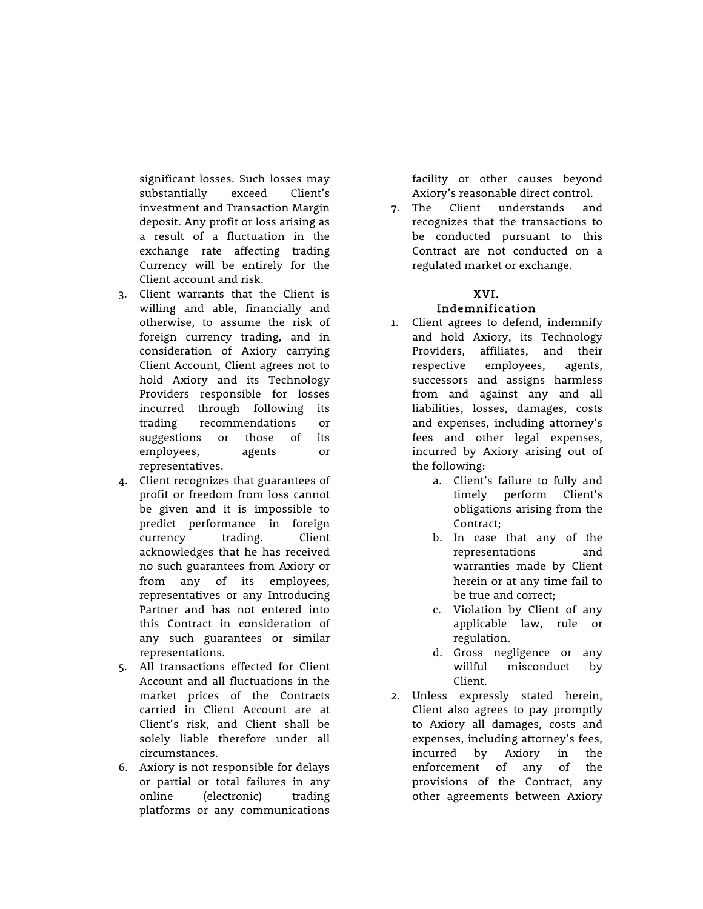significant losses. Such losses may substantially exceed Client's investment and Transaction Margin deposit. Any profit or loss arising as a result of a fluctuation in the exchange rate affecting trading Currency will be entirely for the Client account and risk.

3. Client warrants that the Client is willing and able, financially and otherwise, to assume the risk of foreign currency trading, and in consideration of Axiory carrying Client Account, Client agrees not to hold Axiory and its Technology Providers responsible for losses incurred through following its trading recommendations or suggestions or those of its employees, agents or representatives.
4. Client recognizes that guarantees of profit or freedom from loss cannot be given and it is impossible to predict performance in foreign currency trading. Client acknowledges that he has received no such guarantees from Axiory or from any of its employees, representatives or any Introducing Partner and has not entered into this Contract in consideration of any such guarantees or similar representations.
5. All transactions effected for Client Account and all fluctuations in the market prices of the Contracts carried in Client Account are at Client's risk, and Client shall be solely liable therefore under all circumstances.
6. Axiory is not responsible for delays or partial or total failures in any online (electronic) trading platforms or any communications facility or other causes beyond Axiory's reasonable direct control.
7. The Client understands and recognizes that the transactions to be conducted pursuant to this Contract are not conducted on a regulated market or exchange.

## XVI. Indemnification

1. Client agrees to defend, indemnify and hold Axiory, its Technology Providers, affiliates, and their respective employees, agents, successors and assigns harmless from and against any and all liabilities, losses, damages, costs and expenses, including attorney's fees and other legal expenses, incurred by Axiory arising out of the following:
   a. Client's failure to fully and timely perform Client's obligations arising from the Contract;
   b. In case that any of the representations and warranties made by Client herein or at any time fail to be true and correct;
   c. Violation by Client of any applicable law, rule or regulation.
   d. Gross negligence or any willful misconduct by Client.
2. Unless expressly stated herein, Client also agrees to pay promptly to Axiory all damages, costs and expenses, including attorney's fees, incurred by Axiory in the enforcement of any of the provisions of the Contract, any other agreements between Axiory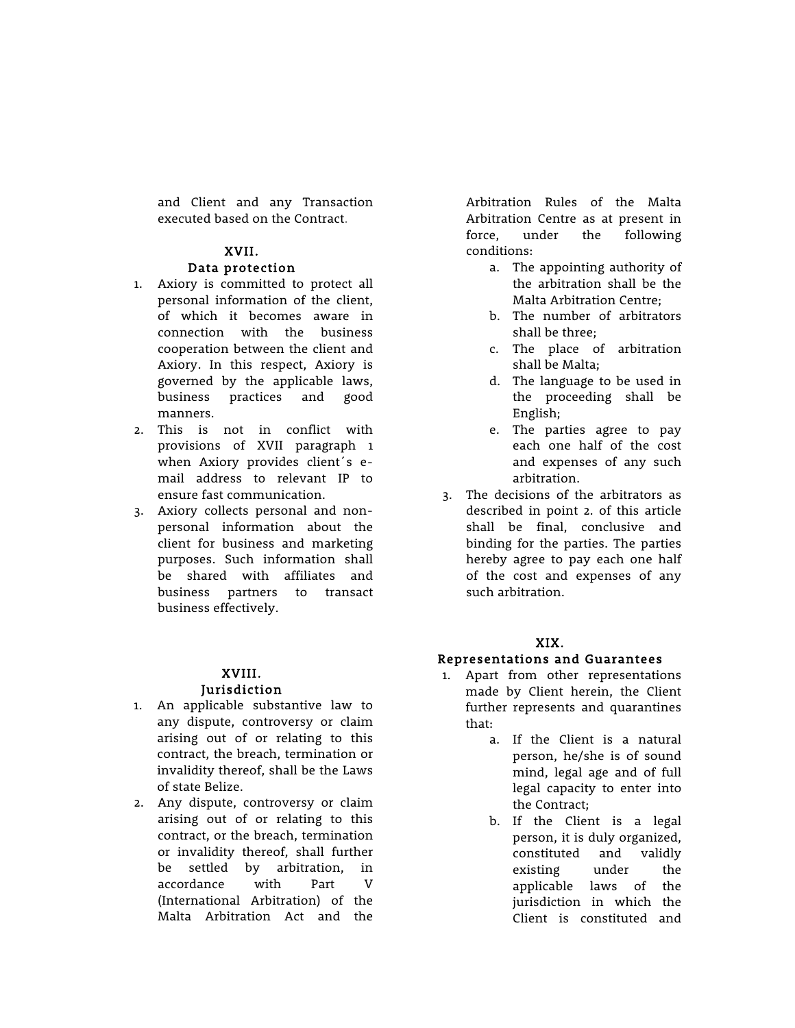and Client and any Transaction executed based on the Contract.

## XVII.
## Data protection

1. Axiory is committed to protect all personal information of the client, of which it becomes aware in connection with the business cooperation between the client and Axiory. In this respect, Axiory is governed by the applicable laws, business practices and good manners.
2. This is not in conflict with provisions of XVII paragraph 1 when Axiory provides client´s e-mail address to relevant IP to ensure fast communication.
3. Axiory collects personal and non-personal information about the client for business and marketing purposes. Such information shall be shared with affiliates and business partners to transact business effectively.

## XVIII.
## Jurisdiction

1. An applicable substantive law to any dispute, controversy or claim arising out of or relating to this contract, the breach, termination or invalidity thereof, shall be the Laws of state Belize.
2. Any dispute, controversy or claim arising out of or relating to this contract, or the breach, termination or invalidity thereof, shall further be settled by arbitration, in accordance with Part V (International Arbitration) of the Malta Arbitration Act and the Arbitration Rules of the Malta Arbitration Centre as at present in force, under the following conditions:
   a. The appointing authority of the arbitration shall be the Malta Arbitration Centre;
   b. The number of arbitrators shall be three;
   c. The place of arbitration shall be Malta;
   d. The language to be used in the proceeding shall be English;
   e. The parties agree to pay each one half of the cost and expenses of any such arbitration.
3. The decisions of the arbitrators as described in point 2. of this article shall be final, conclusive and binding for the parties. The parties hereby agree to pay each one half of the cost and expenses of any such arbitration.

## XIX.
## Representations and Guarantees

1. Apart from other representations made by Client herein, the Client further represents and quarantines that:
   a. If the Client is a natural person, he/she is of sound mind, legal age and of full legal capacity to enter into the Contract;
   b. If the Client is a legal person, it is duly organized, constituted and validly existing under the applicable laws of the jurisdiction in which the Client is constituted and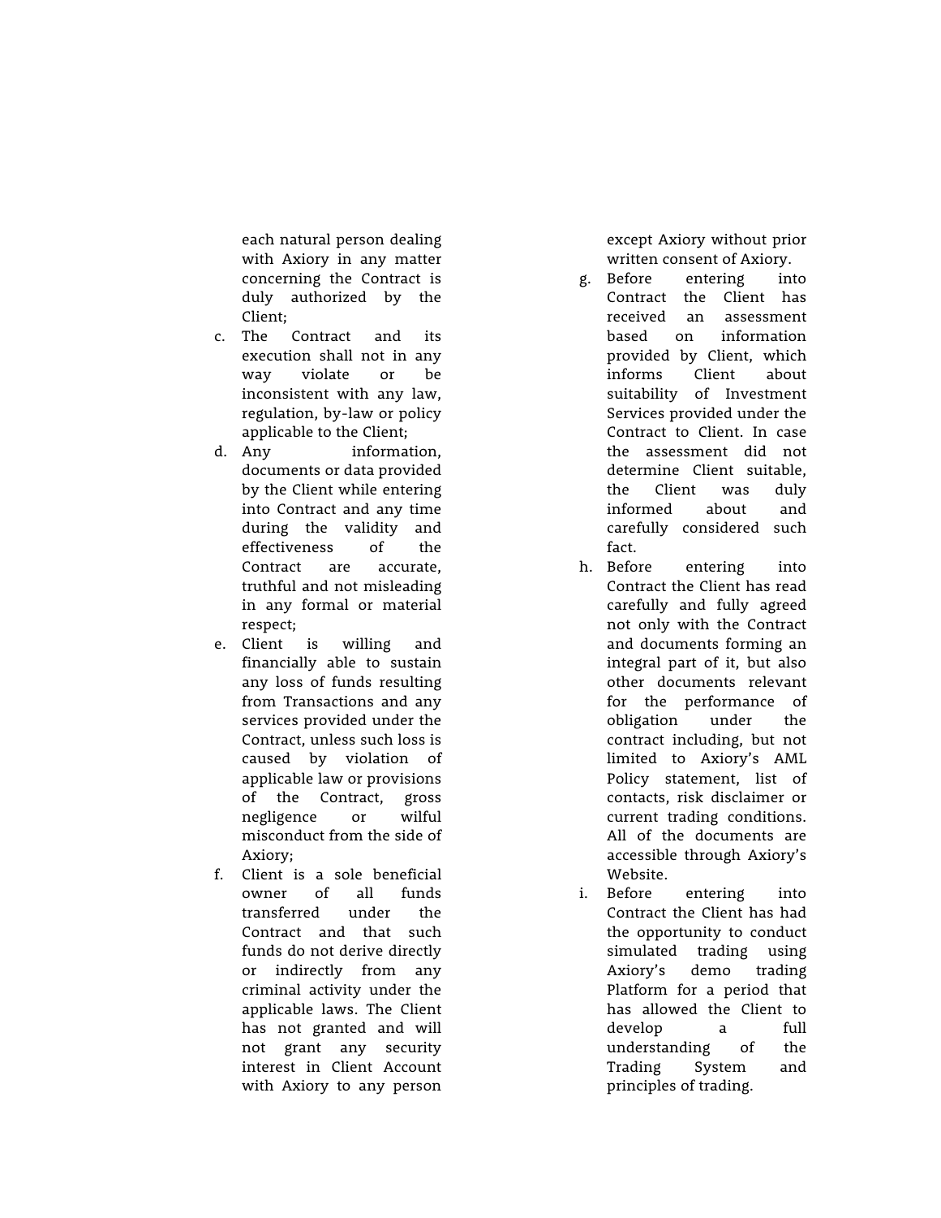each natural person dealing with Axiory in any matter concerning the Contract is duly authorized by the Client;

c. The Contract and its execution shall not in any way violate or be inconsistent with any law, regulation, by-law or policy applicable to the Client;
d. Any information, documents or data provided by the Client while entering into Contract and any time during the validity and effectiveness of the Contract are accurate, truthful and not misleading in any formal or material respect;
e. Client is willing and financially able to sustain any loss of funds resulting from Transactions and any services provided under the Contract, unless such loss is caused by violation of applicable law or provisions of the Contract, gross negligence or wilful misconduct from the side of Axiory;
f. Client is a sole beneficial owner of all funds transferred under the Contract and that such funds do not derive directly or indirectly from any criminal activity under the applicable laws. The Client has not granted and will not grant any security interest in Client Account with Axiory to any person except Axiory without prior written consent of Axiory.
g. Before entering into Contract the Client has received an assessment based on information provided by Client, which informs Client about suitability of Investment Services provided under the Contract to Client. In case the assessment did not determine Client suitable, the Client was duly informed about and carefully considered such fact.
h. Before entering into Contract the Client has read carefully and fully agreed not only with the Contract and documents forming an integral part of it, but also other documents relevant for the performance of obligation under the contract including, but not limited to Axiory's AML Policy statement, list of contacts, risk disclaimer or current trading conditions. All of the documents are accessible through Axiory's Website.
i. Before entering into Contract the Client has had the opportunity to conduct simulated trading using Axiory's demo trading Platform for a period that has allowed the Client to develop a full understanding of the Trading System and principles of trading.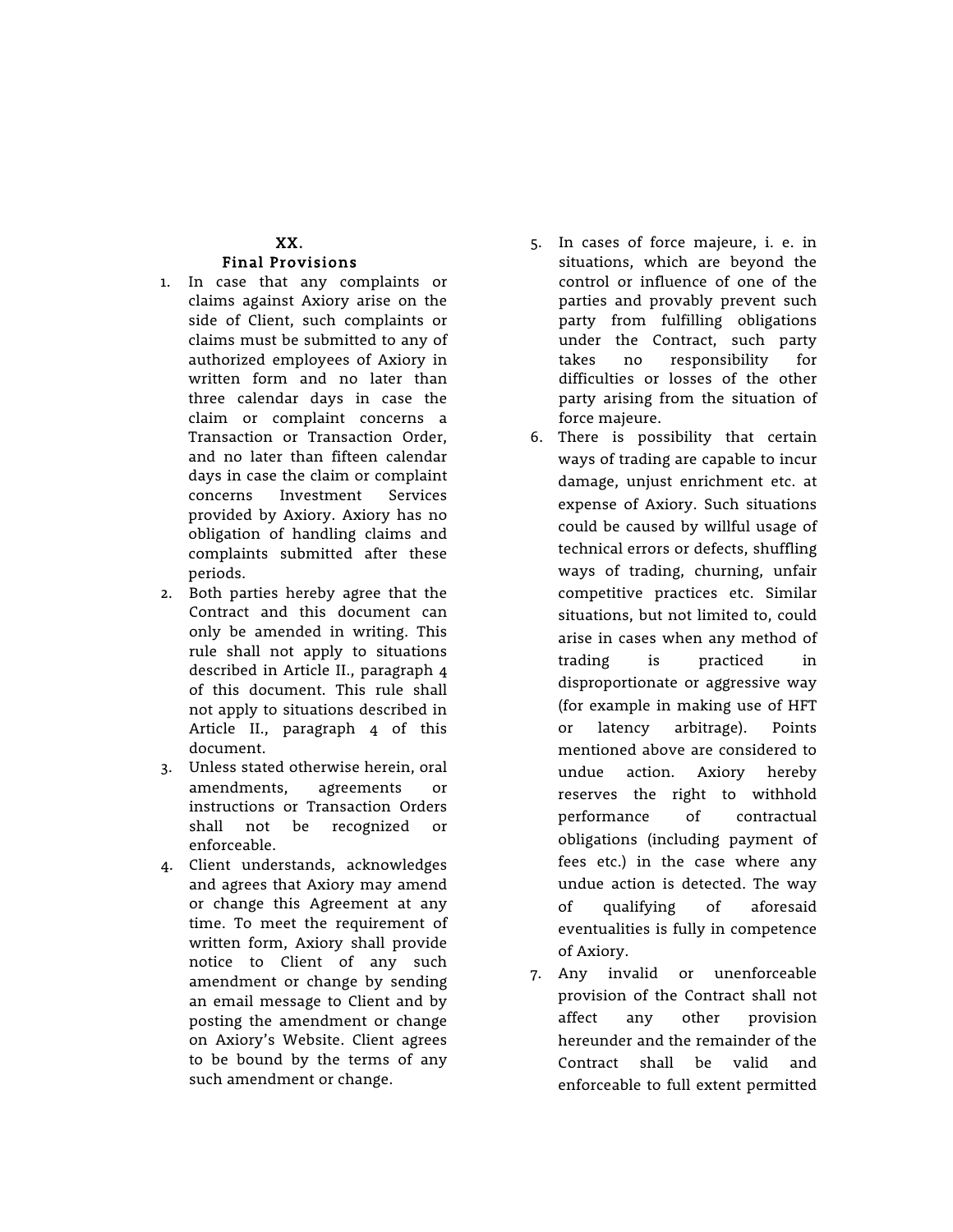## XX.
## Final Provisions

1. In case that any complaints or claims against Axiory arise on the side of Client, such complaints or claims must be submitted to any of authorized employees of Axiory in written form and no later than three calendar days in case the claim or complaint concerns a Transaction or Transaction Order, and no later than fifteen calendar days in case the claim or complaint concerns Investment Services provided by Axiory. Axiory has no obligation of handling claims and complaints submitted after these periods.
2. Both parties hereby agree that the Contract and this document can only be amended in writing. This rule shall not apply to situations described in Article II., paragraph 4 of this document. This rule shall not apply to situations described in Article II., paragraph 4 of this document.
3. Unless stated otherwise herein, oral amendments, agreements or instructions or Transaction Orders shall not be recognized or enforceable.
4. Client understands, acknowledges and agrees that Axiory may amend or change this Agreement at any time. To meet the requirement of written form, Axiory shall provide notice to Client of any such amendment or change by sending an email message to Client and by posting the amendment or change on Axiory's Website. Client agrees to be bound by the terms of any such amendment or change.
5. In cases of force majeure, i. e. in situations, which are beyond the control or influence of one of the parties and provably prevent such party from fulfilling obligations under the Contract, such party takes no responsibility for difficulties or losses of the other party arising from the situation of force majeure.
6. There is possibility that certain ways of trading are capable to incur damage, unjust enrichment etc. at expense of Axiory. Such situations could be caused by willful usage of technical errors or defects, shuffling ways of trading, churning, unfair competitive practices etc. Similar situations, but not limited to, could arise in cases when any method of trading is practiced in disproportionate or aggressive way (for example in making use of HFT or latency arbitrage). Points mentioned above are considered to undue action. Axiory hereby reserves the right to withhold performance of contractual obligations (including payment of fees etc.) in the case where any undue action is detected. The way of qualifying of aforesaid eventualities is fully in competence of Axiory.
7. Any invalid or unenforceable provision of the Contract shall not affect any other provision hereunder and the remainder of the Contract shall be valid and enforceable to full extent permitted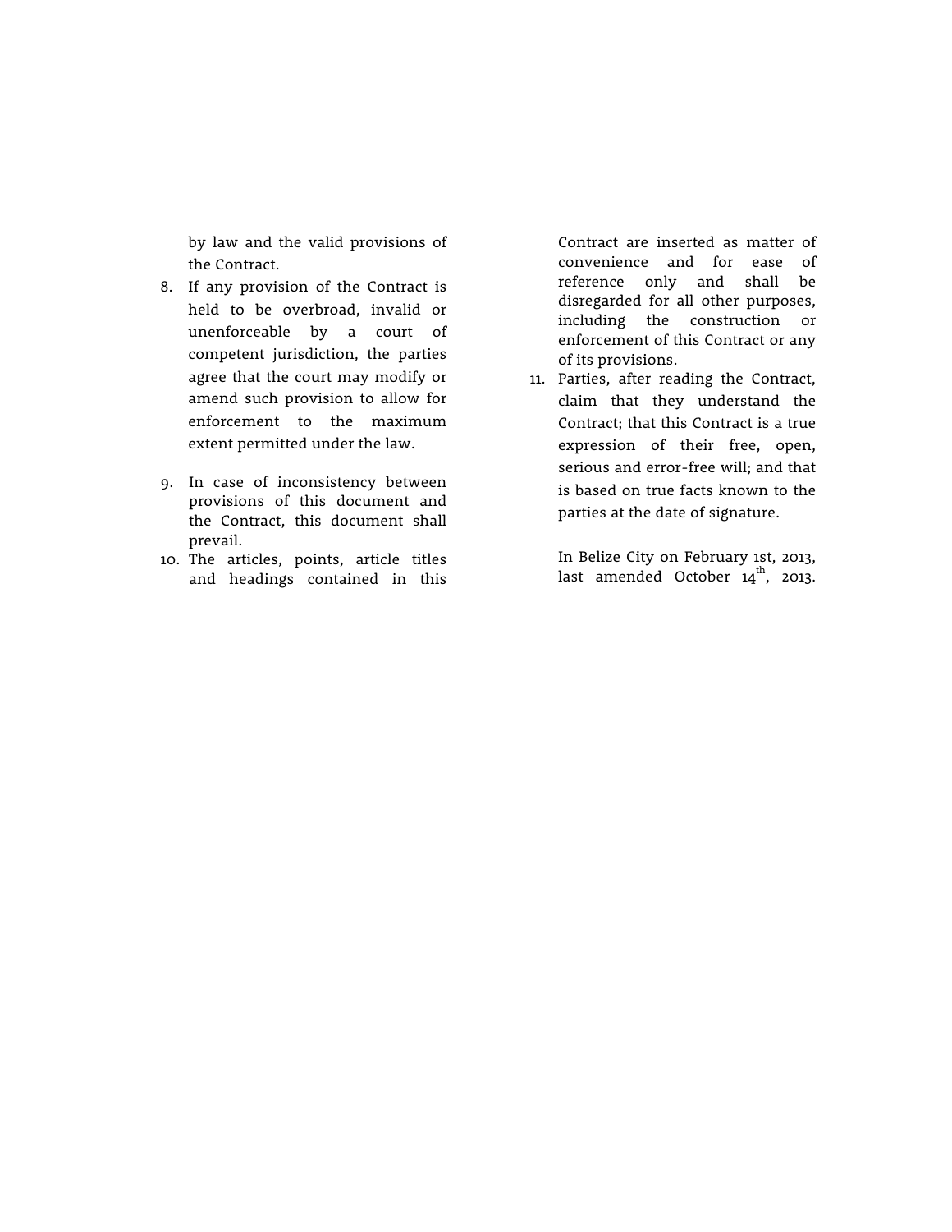by law and the valid provisions of the Contract.

8. If any provision of the Contract is held to be overbroad, invalid or unenforceable by a court of competent jurisdiction, the parties agree that the court may modify or amend such provision to allow for enforcement to the maximum extent permitted under the law.

9. In case of inconsistency between provisions of this document and the Contract, this document shall prevail.
10. The articles, points, article titles and headings contained in this Contract are inserted as matter of convenience and for ease of reference only and shall be disregarded for all other purposes, including the construction or enforcement of this Contract or any of its provisions.
11. Parties, after reading the Contract, claim that they understand the Contract; that this Contract is a true expression of their free, open, serious and error-free will; and that is based on true facts known to the parties at the date of signature.

In Belize City on February 1st, 2013, last amended October 14th, 2013.